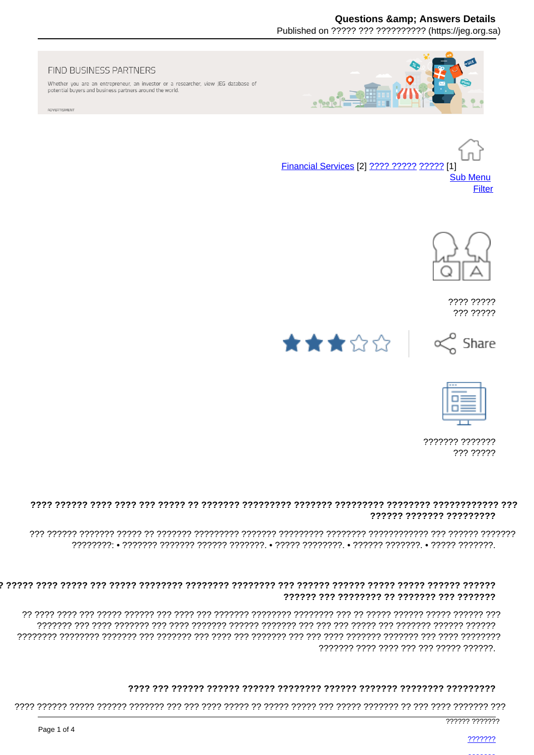FIND BUSINESS PARTNERS

Whether you are an entrepreneur, an investor or a researcher, view JEG database of potential buyers and business partners around the world.

ADVERTISMENT

Financial Services [2] ???? ????? ????? [1]
Sub Menu
Filter

???? ?????
??? ?????

Share

??????? ???????
??? ?????

### ???? ?????? ???? ???? ??? ????? ?? ??????? ????????? ??????? ????????? ???????? ???????????? ??? ?????? ??????? ?????????

??? ?????? ??????? ????? ?? ??????? ????????? ??????? ????????? ???????? ???????????? ??? ?????? ??????? ????????: • ??????? ??????? ?????? ???????. • ????? ????????. • ?????? ???????. • ????? ???????.

### ? ????? ???? ????? ??? ????? ???????? ???????? ???????? ??? ?????? ?????? ????? ????? ?????? ?????? ?????? ??? ???????? ?? ??????? ??? ???????

?? ???? ???? ??? ????? ?????? ??? ???? ??? ??????? ???????? ???????? ??? ?? ????? ?????? ????? ?????? ??? ??????? ??? ???? ??????? ??? ???? ??????? ?????? ??????? ??? ??? ??? ????? ??? ??????? ?????? ?????? ???????? ???????? ??????? ??? ??????? ??? ???? ??? ??????? ??? ??? ???? ??????? ??????? ??? ???? ???????? ??????? ???? ???? ??? ??? ????? ??????.

### ???? ??? ?????? ?????? ?????? ???????? ?????? ??????? ???????? ?????????

???? ?????? ????? ?????? ??????? ??? ??? ???? ????? ?? ????? ????? ??? ????? ??????? ?? ??? ???? ??????? ???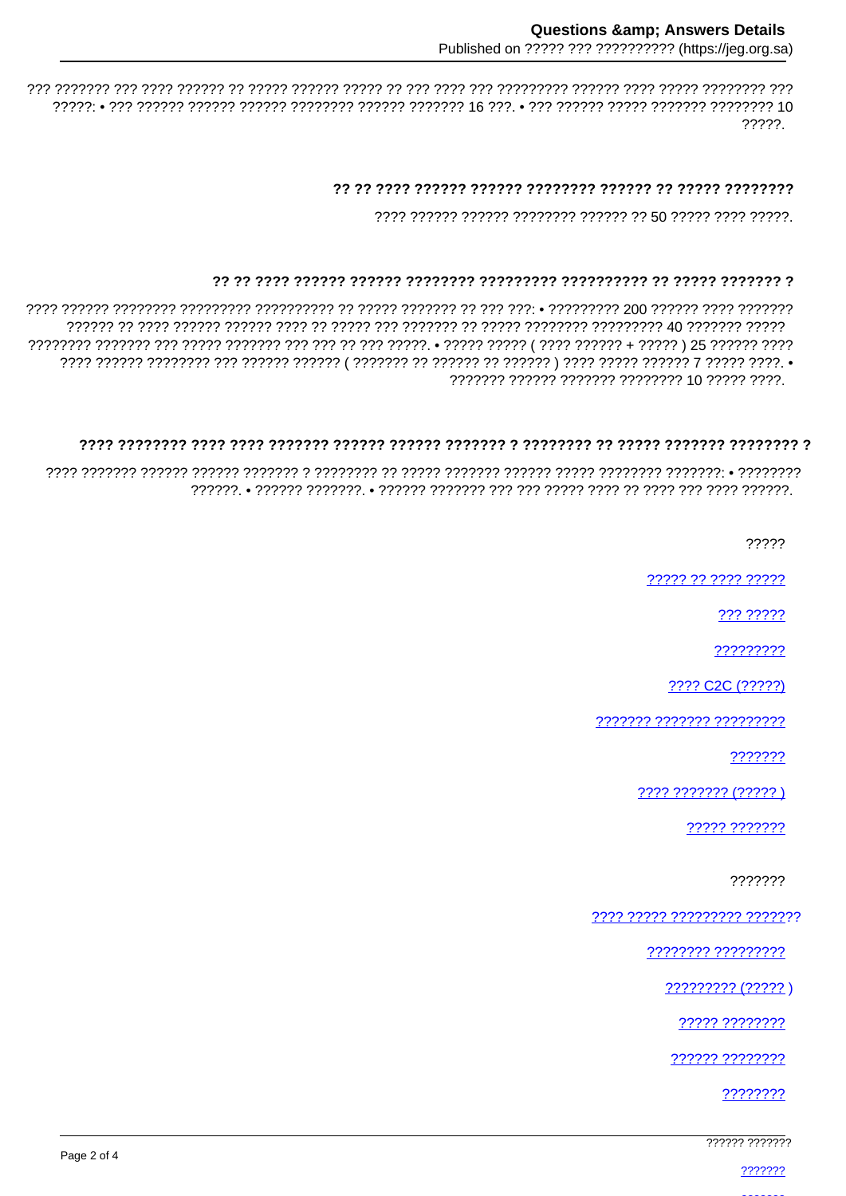??? ??????? ??? ???? ?????? ?? ????? ?????? ????? ?? ??? ???? ??? ????????? ?????? ???? ????? ???????? ??? ?????: • ??? ?????? ?????? ?????? ???????? ?????? ??????? 16 ???. • ??? ?????? ????? ??????? ???????? 10 ?????.

### ?? ?? ???? ?????? ?????? ???????? ?????? ?? ????? ????????

???? ?????? ?????? ???????? ?????? ?? 50 ????? ???? ?????.

### ?? ?? ???? ?????? ?????? ???????? ????????? ?????????? ?? ????? ??????? ?

???? ?????? ???????? ????????? ?????????? ?? ????? ??????? ?? ??? ???: • ????????? 200 ?????? ???? ??????? ?????? ?? ???? ?????? ?????? ???? ?? ????? ??? ??????? ?? ????? ???????? ????????? 40 ??????? ????? ???????? ??????? ??? ????? ??????? ??? ??? ?? ??? ?????. • ????? ????? ( ???? ?????? + ????? ) 25 ?????? ???? ???? ?????? ???????? ??? ?????? ?????? ( ??????? ?? ?????? ?? ?????? ) ???? ????? ?????? 7 ????? ????. • ??????? ?????? ??????? ???????? 10 ????? ????.

### ???? ???????? ???? ???? ??????? ?????? ?????? ??????? ? ???????? ?? ????? ??????? ???????? ?

???? ??????? ?????? ?????? ??????? ? ???????? ?? ????? ??????? ?????? ????? ???????? ???????: • ???????? ??????. • ?????? ???????. • ?????? ??????? ??? ??? ????? ???? ?? ???? ??? ???? ??????.

?????

????? ?? ???? ?????

??? ?????

?????????

???? C2C (?????)

??????? ??????? ?????????

???????

???? ??????? (????? )

????? ???????

???????

???? ????? ????????? ???????

???????? ?????????

????????? (????? )

????? ????????

?????? ????????

????????

?????? ???????

???????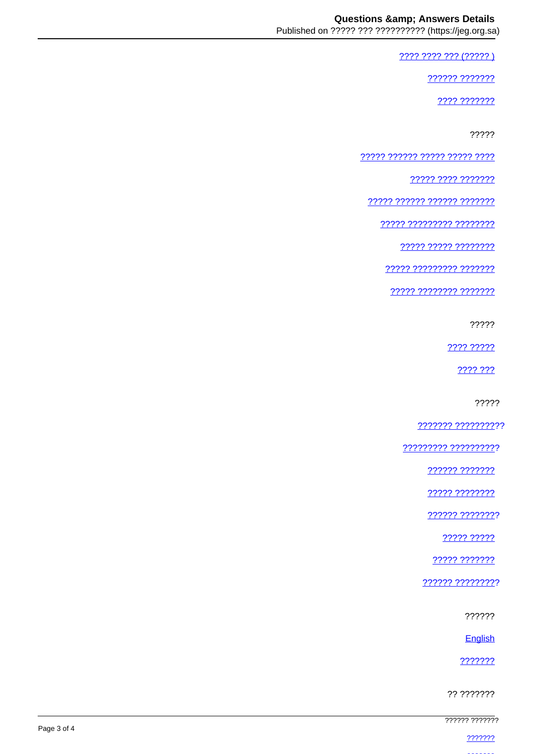[???? ???? ??? (????? )]

[?????? ???????]

[???? ???????]

?????

[????? ?????? ????? ????? ????]

[????? ???? ???????]

[????? ?????? ?????? ???????]

[????? ????????? ????????]

[????? ????? ????????]

[????? ????????? ???????]

[????? ???????? ???????]

?????

[???? ?????]

[???? ???]

?????

[??????? ??????????]

[????????? ??????????]

[?????? ???????]

[????? ????????]

[?????? ????????]

[????? ?????]

[????? ???????]

[?????? ?????????]

??????

[English]

[???????]

?? ???????

?????? ???????

[???????]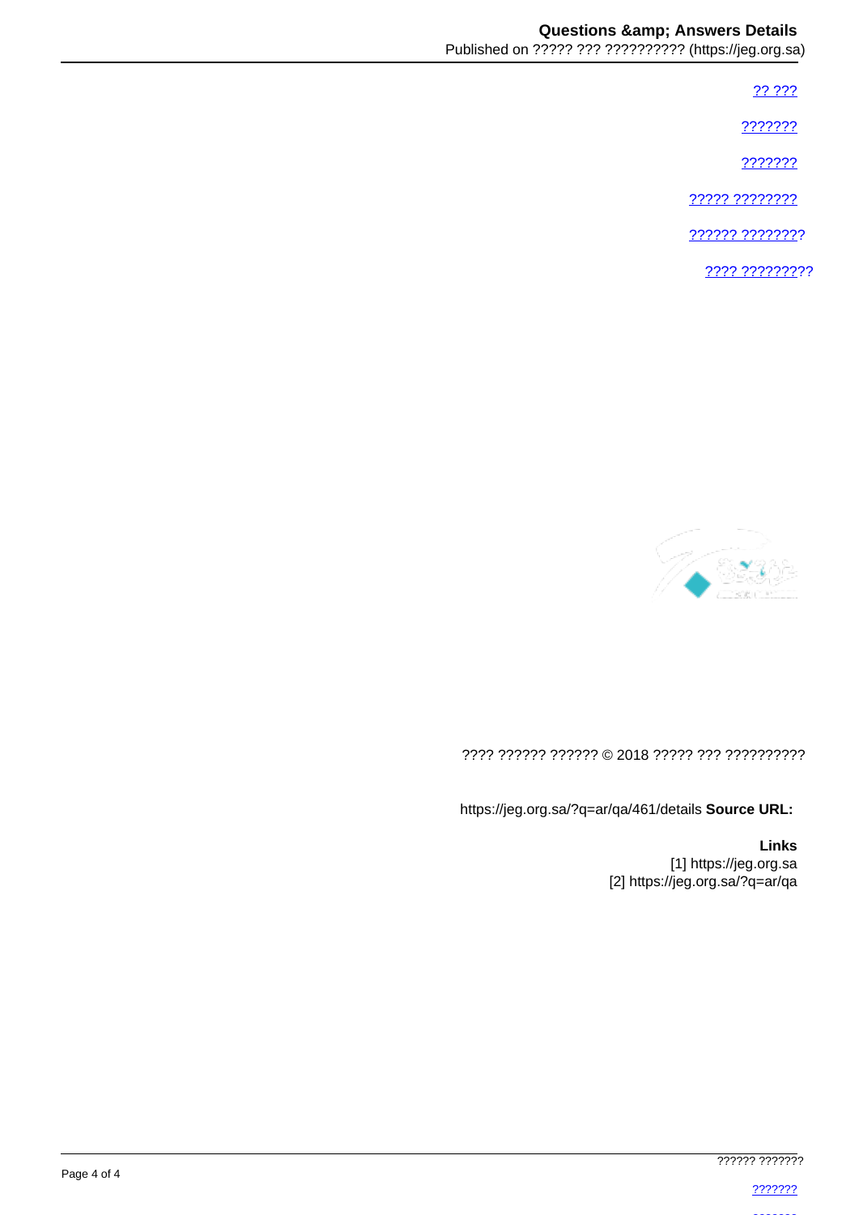[?? ???]

[???????]

[???????]

[????? ????????]

[?????? ????????]?

[???? ????????]??

???? ?????? ?????? © 2018 ????? ??? ??????????

https://jeg.org.sa/?q=ar/qa/461/details **Source URL:**

**Links**
[1] https://jeg.org.sa
[2] https://jeg.org.sa/?q=ar/qa